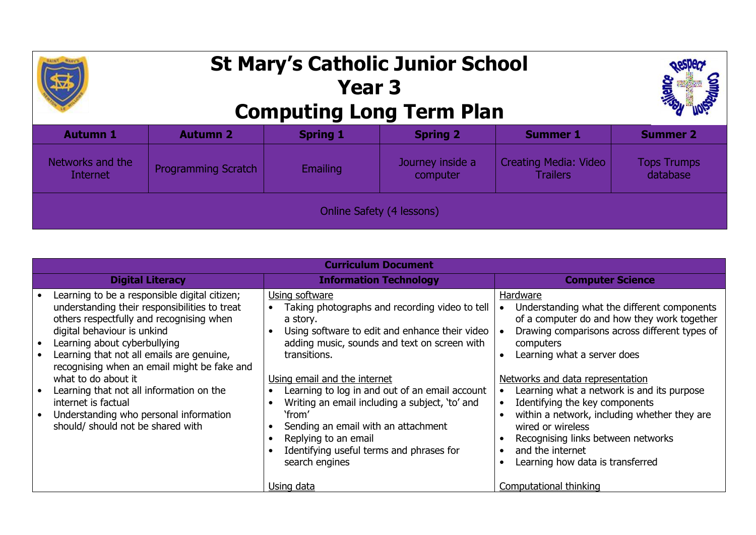# St Mary's Catholic Junior School
# Year 3
# Computing Long Term Plan

| Autumn 1 | Autumn 2 | Spring 1 | Spring 2 | Summer 1 | Summer 2 |
|---|---|---|---|---|---|
| Networks and the Internet | Programming Scratch | Emailing | Journey inside a computer | Creating Media: Video Trailers | Tops Trumps database |
| Online Safety (4 lessons) | | | | | |

| Curriculum Document | | |
|---|---|---|
| **Digital Literacy** | **Information Technology** | **Computer Science** |
| • Learning to be a responsible digital citizen; understanding their responsibilities to treat others respectfully and recognising when digital behaviour is unkind<br>• Learning about cyberbullying<br>• Learning that not all emails are genuine, recognising when an email might be fake and what to do about it<br>• Learning that not all information on the internet is factual<br>• Understanding who personal information should/ should not be shared with | Using software<br>• Taking photographs and recording video to tell a story.<br>• Using software to edit and enhance their video adding music, sounds and text on screen with transitions.<br><br>Using email and the internet<br>• Learning to log in and out of an email account<br>• Writing an email including a subject, 'to' and 'from'<br>• Sending an email with an attachment<br>• Replying to an email<br>• Identifying useful terms and phrases for search engines<br><br>Using data | Hardware<br>• Understanding what the different components of a computer do and how they work together<br>• Drawing comparisons across different types of computers<br>• Learning what a server does<br><br>Networks and data representation<br>• Learning what a network is and its purpose<br>• Identifying the key components<br>• within a network, including whether they are wired or wireless<br>• Recognising links between networks<br>• and the internet<br>• Learning how data is transferred<br><br>Computational thinking |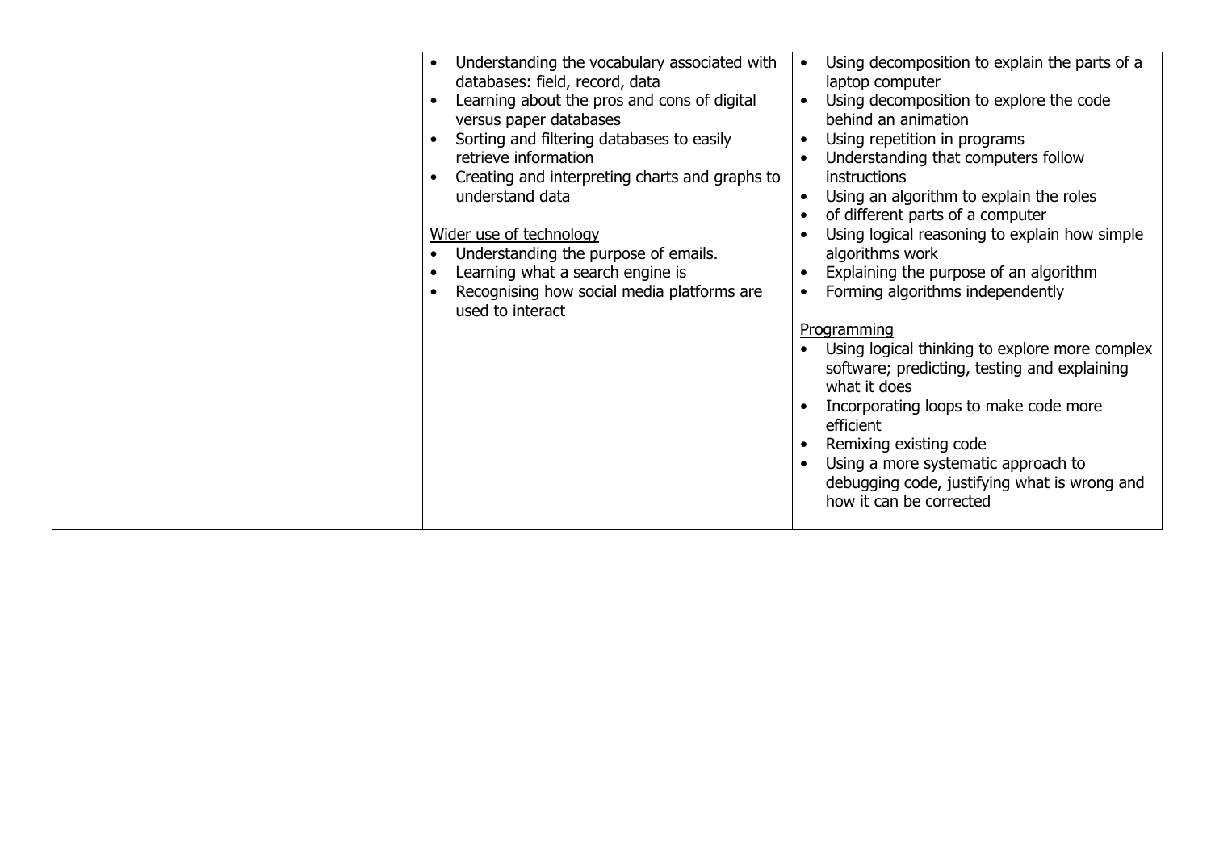| | | |
|---|---|---|
| | • Understanding the vocabulary associated with databases: field, record, data<br>• Learning about the pros and cons of digital versus paper databases<br>• Sorting and filtering databases to easily retrieve information<br>• Creating and interpreting charts and graphs to understand data<br><br><u>Wider use of technology</u><br>• Understanding the purpose of emails.<br>• Learning what a search engine is<br>• Recognising how social media platforms are used to interact | • Using decomposition to explain the parts of a laptop computer<br>• Using decomposition to explore the code behind an animation<br>• Using repetition in programs<br>• Understanding that computers follow instructions<br>• Using an algorithm to explain the roles<br>• of different parts of a computer<br>• Using logical reasoning to explain how simple algorithms work<br>• Explaining the purpose of an algorithm<br>• Forming algorithms independently<br><br><u>Programming</u><br>• Using logical thinking to explore more complex software; predicting, testing and explaining what it does<br>• Incorporating loops to make code more efficient<br>• Remixing existing code<br>• Using a more systematic approach to debugging code, justifying what is wrong and how it can be corrected |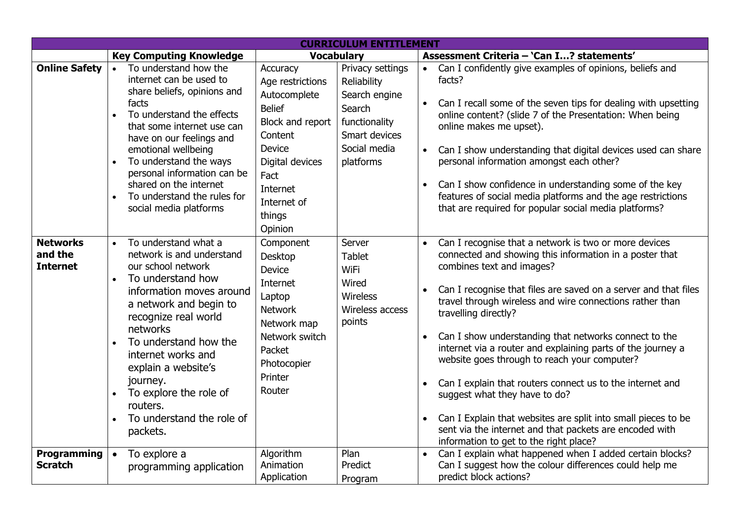| CURRICULUM ENTITLEMENT | | | | |
|---|---|---|---|---|
| | **Key Computing Knowledge** | **Vocabulary** | | **Assessment Criteria – 'Can I…? statements'** |
| **Online Safety** | • To understand how the internet can be used to share beliefs, opinions and facts<br>• To understand the effects that some internet use can have on our feelings and emotional wellbeing<br>• To understand the ways personal information can be shared on the internet<br>• To understand the rules for social media platforms | Accuracy<br>Age restrictions<br>Autocomplete<br>Belief<br>Block and report<br>Content<br>Device<br>Digital devices<br>Fact<br>Internet<br>Internet of things<br>Opinion | Privacy settings<br>Reliability<br>Search engine<br>Search functionality<br>Smart devices<br>Social media platforms | • Can I confidently give examples of opinions, beliefs and facts?<br>• Can I recall some of the seven tips for dealing with upsetting online content? (slide 7 of the Presentation: When being online makes me upset).<br>• Can I show understanding that digital devices used can share personal information amongst each other?<br>• Can I show confidence in understanding some of the key features of social media platforms and the age restrictions that are required for popular social media platforms? |
| **Networks and the Internet** | • To understand what a network is and understand our school network<br>• To understand how information moves around a network and begin to recognize real world networks<br>• To understand how the internet works and explain a website's journey.<br>• To explore the role of routers.<br>• To understand the role of packets. | Component<br>Desktop<br>Device<br>Internet<br>Laptop<br>Network<br>Network map<br>Network switch<br>Packet<br>Photocopier<br>Printer<br>Router | Server<br>Tablet<br>WiFi<br>Wired<br>Wireless<br>Wireless access points | • Can I recognise that a network is two or more devices connected and showing this information in a poster that combines text and images?<br>• Can I recognise that files are saved on a server and that files travel through wireless and wire connections rather than travelling directly?<br>• Can I show understanding that networks connect to the internet via a router and explaining parts of the journey a website goes through to reach your computer?<br>• Can I explain that routers connect us to the internet and suggest what they have to do?<br>• Can I Explain that websites are split into small pieces to be sent via the internet and that packets are encoded with information to get to the right place? |
| **Programming Scratch** | • To explore a programming application | Algorithm<br>Animation<br>Application | Plan<br>Predict<br>Program | • Can I explain what happened when I added certain blocks? Can I suggest how the colour differences could help me predict block actions? |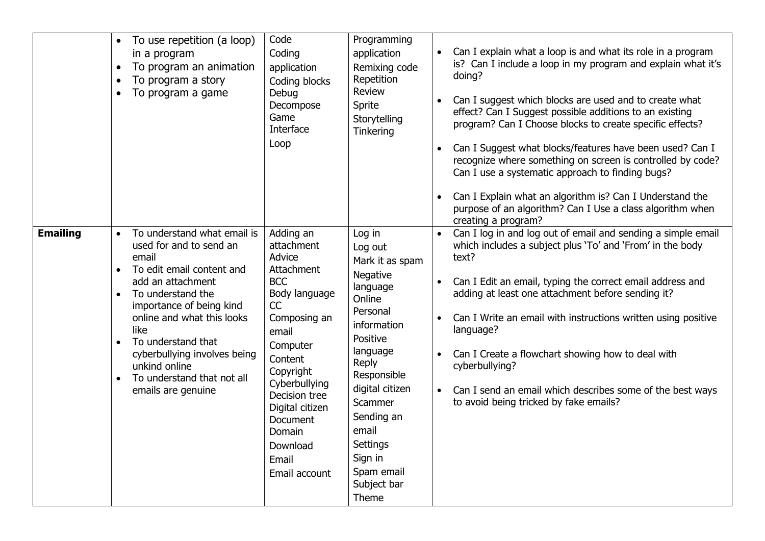| | | | | |
|---|---|---|---|---|
| | • To use repetition (a loop) in a program<br>• To program an animation<br>• To program a story<br>• To program a game | Code<br>Coding application<br>Coding blocks<br>Debug<br>Decompose<br>Game<br>Interface<br>Loop | Programming application<br>Remixing code<br>Repetition<br>Review<br>Sprite<br>Storytelling<br>Tinkering | • Can I explain what a loop is and what its role in a program is? Can I include a loop in my program and explain what it's doing?<br>• Can I suggest which blocks are used and to create what effect? Can I Suggest possible additions to an existing program? Can I Choose blocks to create specific effects?<br>• Can I Suggest what blocks/features have been used? Can I recognize where something on screen is controlled by code? Can I use a systematic approach to finding bugs?<br>• Can I Explain what an algorithm is? Can I Understand the purpose of an algorithm? Can I Use a class algorithm when creating a program? |
| **Emailing** | • To understand what email is used for and to send an email<br>• To edit email content and add an attachment<br>• To understand the importance of being kind online and what this looks like<br>• To understand that cyberbullying involves being unkind online<br>• To understand that not all emails are genuine | Adding an attachment<br>Advice<br>Attachment<br>BCC<br>Body language<br>CC<br>Composing an email<br>Computer<br>Content<br>Copyright<br>Cyberbullying<br>Decision tree<br>Digital citizen<br>Document<br>Domain<br>Download<br>Email<br>Email account | Log in<br>Log out<br>Mark it as spam<br>Negative language<br>Online<br>Personal information<br>Positive language<br>Reply<br>Responsible digital citizen<br>Scammer<br>Sending an email<br>Settings<br>Sign in<br>Spam email<br>Subject bar<br>Theme | • Can I log in and log out of email and sending a simple email which includes a subject plus 'To' and 'From' in the body text?<br>• Can I Edit an email, typing the correct email address and adding at least one attachment before sending it?<br>• Can I Write an email with instructions written using positive language?<br>• Can I Create a flowchart showing how to deal with cyberbullying?<br>• Can I send an email which describes some of the best ways to avoid being tricked by fake emails? |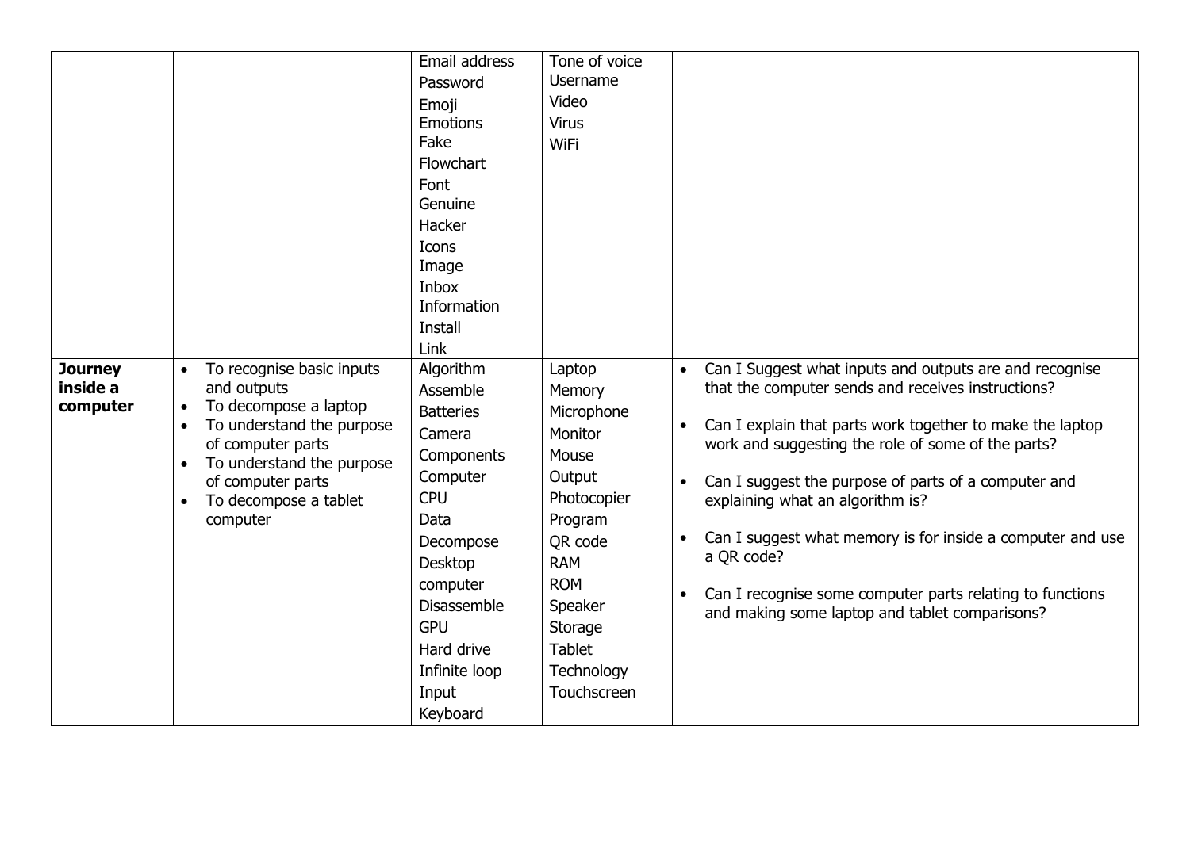| | | | | |
|---|---|---|---|---|
| | | Email address<br>Password<br>Emoji<br>Emotions<br>Fake<br>Flowchart<br>Font<br>Genuine<br>Hacker<br>Icons<br>Image<br>Inbox<br>Information<br>Install<br>Link | Tone of voice<br>Username<br>Video<br>Virus<br>WiFi | |
| **Journey inside a computer** | • To recognise basic inputs and outputs<br>• To decompose a laptop<br>• To understand the purpose of computer parts<br>• To understand the purpose of computer parts<br>• To decompose a tablet computer | Algorithm<br>Assemble<br>Batteries<br>Camera<br>Components<br>Computer<br>CPU<br>Data<br>Decompose<br>Desktop computer<br>Disassemble<br>GPU<br>Hard drive<br>Infinite loop<br>Input<br>Keyboard | Laptop<br>Memory<br>Microphone<br>Monitor<br>Mouse<br>Output<br>Photocopier<br>Program<br>QR code<br>RAM<br>ROM<br>Speaker<br>Storage<br>Tablet<br>Technology<br>Touchscreen | • Can I Suggest what inputs and outputs are and recognise that the computer sends and receives instructions?<br>• Can I explain that parts work together to make the laptop work and suggesting the role of some of the parts?<br>• Can I suggest the purpose of parts of a computer and explaining what an algorithm is?<br>• Can I suggest what memory is for inside a computer and use a QR code?<br>• Can I recognise some computer parts relating to functions and making some laptop and tablet comparisons? |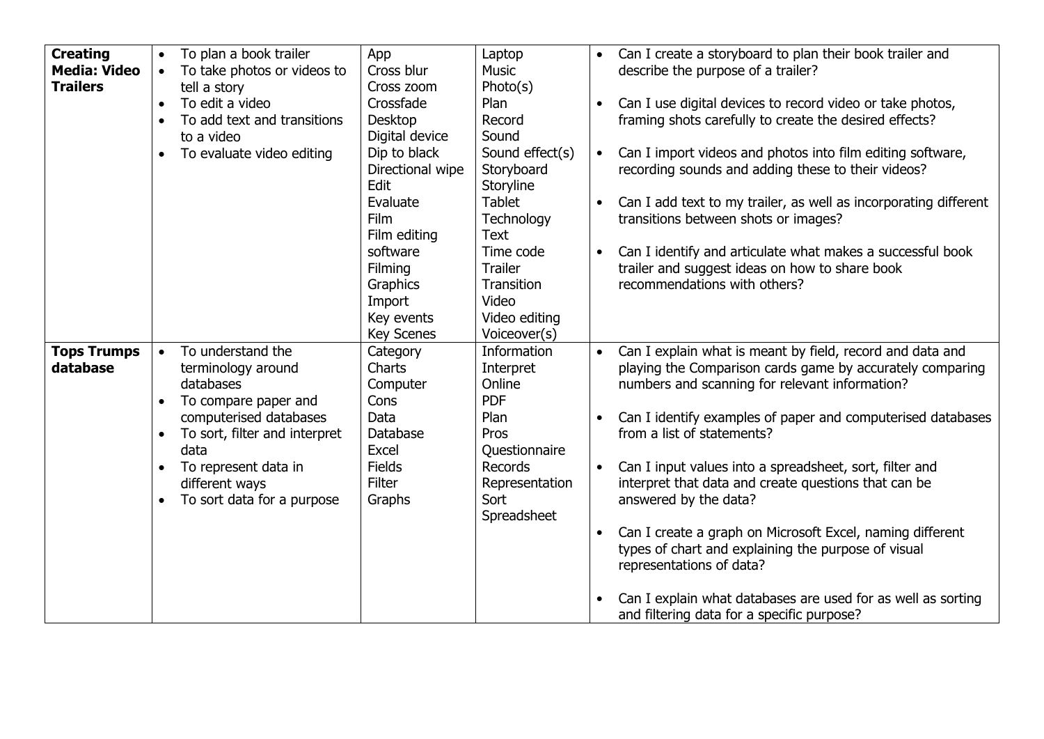| | | | | |
|---|---|---|---|---|
| **Creating Media: Video Trailers** | • To plan a book trailer<br>• To take photos or videos to tell a story<br>• To edit a video<br>• To add text and transitions to a video<br>• To evaluate video editing | App<br>Cross blur<br>Cross zoom<br>Crossfade<br>Desktop<br>Digital device<br>Dip to black<br>Directional wipe<br>Edit<br>Evaluate<br>Film<br>Film editing software<br>Filming<br>Graphics<br>Import<br>Key events<br>Key Scenes | Laptop<br>Music<br>Photo(s)<br>Plan<br>Record<br>Sound<br>Sound effect(s)<br>Storyboard<br>Storyline<br>Tablet<br>Technology<br>Text<br>Time code<br>Trailer<br>Transition<br>Video<br>Video editing<br>Voiceover(s) | • Can I create a storyboard to plan their book trailer and describe the purpose of a trailer?<br>• Can I use digital devices to record video or take photos, framing shots carefully to create the desired effects?<br>• Can I import videos and photos into film editing software, recording sounds and adding these to their videos?<br>• Can I add text to my trailer, as well as incorporating different transitions between shots or images?<br>• Can I identify and articulate what makes a successful book trailer and suggest ideas on how to share book recommendations with others? |
| **Tops Trumps database** | • To understand the terminology around databases<br>• To compare paper and computerised databases<br>• To sort, filter and interpret data<br>• To represent data in different ways<br>• To sort data for a purpose | Category<br>Charts<br>Computer<br>Cons<br>Data<br>Database<br>Excel<br>Fields<br>Filter<br>Graphs | Information<br>Interpret<br>Online<br>PDF<br>Plan<br>Pros<br>Questionnaire<br>Records<br>Representation<br>Sort<br>Spreadsheet | • Can I explain what is meant by field, record and data and playing the Comparison cards game by accurately comparing numbers and scanning for relevant information?<br>• Can I identify examples of paper and computerised databases from a list of statements?<br>• Can I input values into a spreadsheet, sort, filter and interpret that data and create questions that can be answered by the data?<br>• Can I create a graph on Microsoft Excel, naming different types of chart and explaining the purpose of visual representations of data?<br>• Can I explain what databases are used for as well as sorting and filtering data for a specific purpose? |